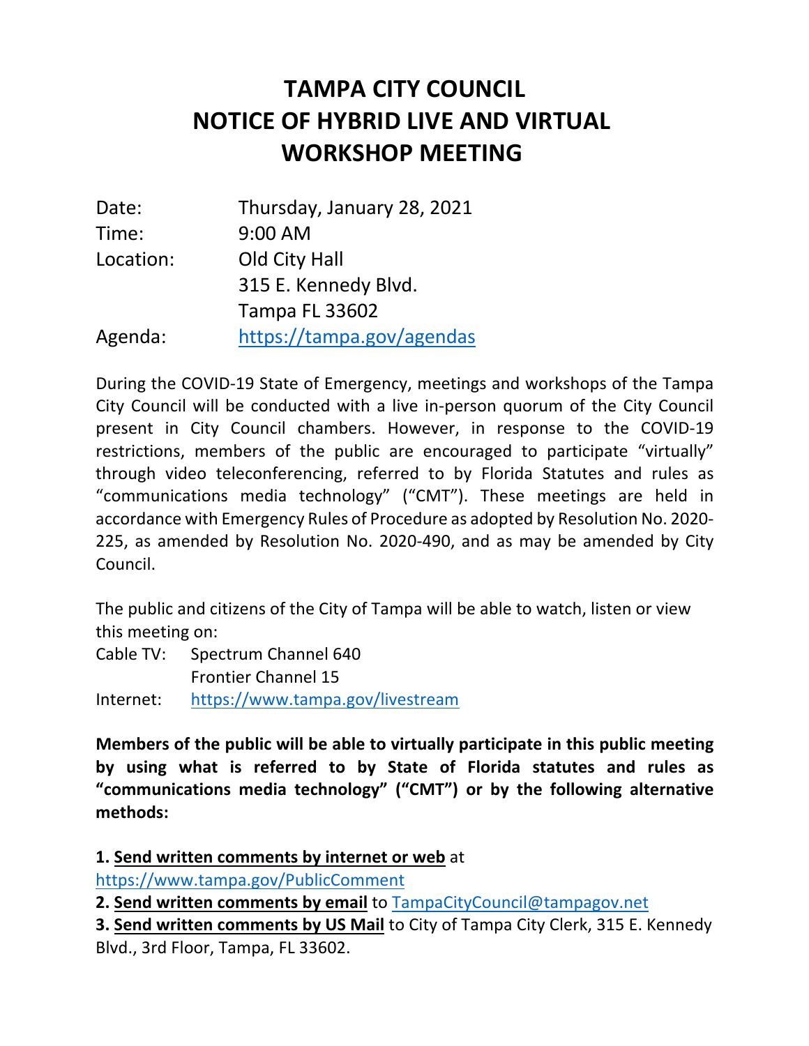# TAMPA CITY COUNCIL NOTICE OF HYBRID LIVE AND VIRTUAL WORKSHOP MEETING

| | |
|---|---|
| Date: | Thursday, January 28, 2021 |
| Time: | 9:00 AM |
| Location: | Old City Hall<br>315 E. Kennedy Blvd.<br>Tampa FL 33602 |
| Agenda: | https://tampa.gov/agendas |

During the COVID-19 State of Emergency, meetings and workshops of the Tampa City Council will be conducted with a live in-person quorum of the City Council present in City Council chambers. However, in response to the COVID-19 restrictions, members of the public are encouraged to participate "virtually" through video teleconferencing, referred to by Florida Statutes and rules as "communications media technology" ("CMT"). These meetings are held in accordance with Emergency Rules of Procedure as adopted by Resolution No. 2020-225, as amended by Resolution No. 2020-490, and as may be amended by City Council.

The public and citizens of the City of Tampa will be able to watch, listen or view this meeting on:

| | |
|---|---|
| Cable TV: | Spectrum Channel 640<br>Frontier Channel 15 |
| Internet: | https://www.tampa.gov/livestream |

**Members of the public will be able to virtually participate in this public meeting by using what is referred to by State of Florida statutes and rules as "communications media technology" ("CMT") or by the following alternative methods:**

**1. Send written comments by internet or web** at https://www.tampa.gov/PublicComment

**2. Send written comments by email** to TampaCityCouncil@tampagov.net

**3. Send written comments by US Mail** to City of Tampa City Clerk, 315 E. Kennedy Blvd., 3rd Floor, Tampa, FL 33602.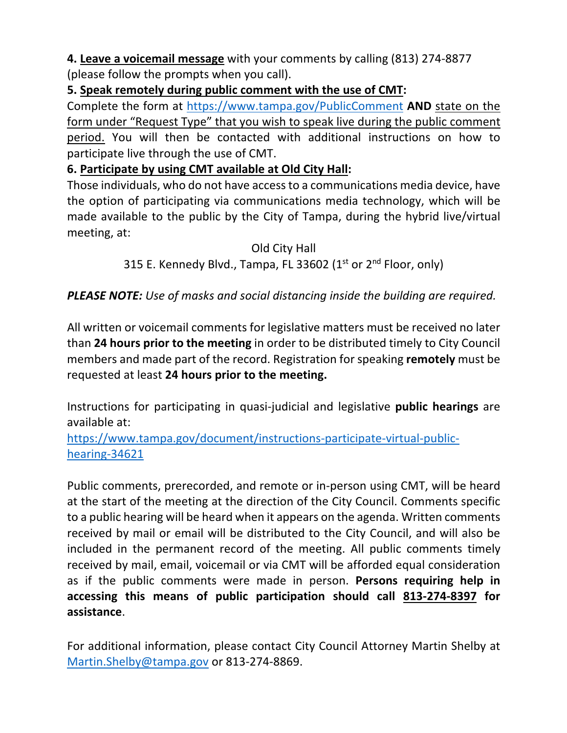**4. Leave a voicemail message** with your comments by calling (813) 274-8877 (please follow the prompts when you call).

**5. Speak remotely during public comment with the use of CMT:**
Complete the form at https://www.tampa.gov/PublicComment **AND** state on the form under "Request Type" that you wish to speak live during the public comment period. You will then be contacted with additional instructions on how to participate live through the use of CMT.

**6. Participate by using CMT available at Old City Hall:**
Those individuals, who do not have access to a communications media device, have the option of participating via communications media technology, which will be made available to the public by the City of Tampa, during the hybrid live/virtual meeting, at:

Old City Hall
315 E. Kennedy Blvd., Tampa, FL 33602 (1st or 2nd Floor, only)

***PLEASE NOTE:*** *Use of masks and social distancing inside the building are required.*

All written or voicemail comments for legislative matters must be received no later than **24 hours prior to the meeting** in order to be distributed timely to City Council members and made part of the record. Registration for speaking **remotely** must be requested at least **24 hours prior to the meeting.**

Instructions for participating in quasi-judicial and legislative **public hearings** are available at:
https://www.tampa.gov/document/instructions-participate-virtual-public-hearing-34621

Public comments, prerecorded, and remote or in-person using CMT, will be heard at the start of the meeting at the direction of the City Council. Comments specific to a public hearing will be heard when it appears on the agenda. Written comments received by mail or email will be distributed to the City Council, and will also be included in the permanent record of the meeting. All public comments timely received by mail, email, voicemail or via CMT will be afforded equal consideration as if the public comments were made in person. **Persons requiring help in accessing this means of public participation should call 813-274-8397 for assistance**.

For additional information, please contact City Council Attorney Martin Shelby at Martin.Shelby@tampa.gov or 813-274-8869.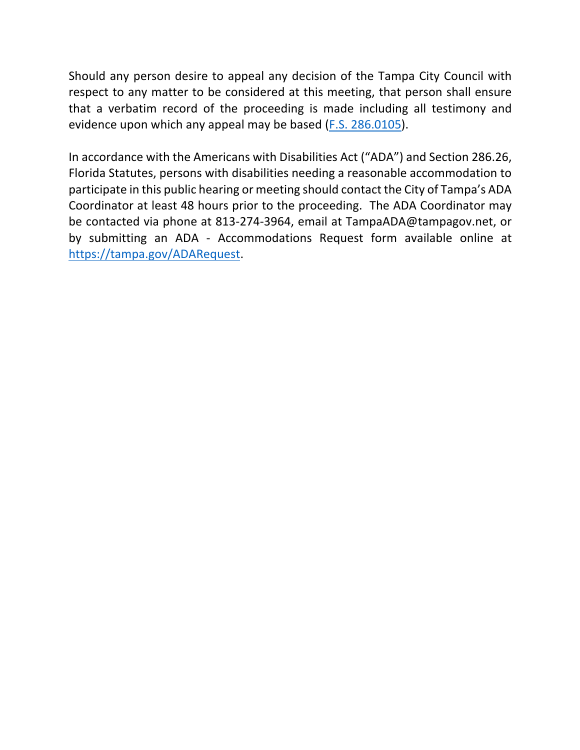Should any person desire to appeal any decision of the Tampa City Council with respect to any matter to be considered at this meeting, that person shall ensure that a verbatim record of the proceeding is made including all testimony and evidence upon which any appeal may be based (F.S. 286.0105).

In accordance with the Americans with Disabilities Act ("ADA") and Section 286.26, Florida Statutes, persons with disabilities needing a reasonable accommodation to participate in this public hearing or meeting should contact the City of Tampa's ADA Coordinator at least 48 hours prior to the proceeding. The ADA Coordinator may be contacted via phone at 813-274-3964, email at TampaADA@tampagov.net, or by submitting an ADA - Accommodations Request form available online at https://tampa.gov/ADARequest.